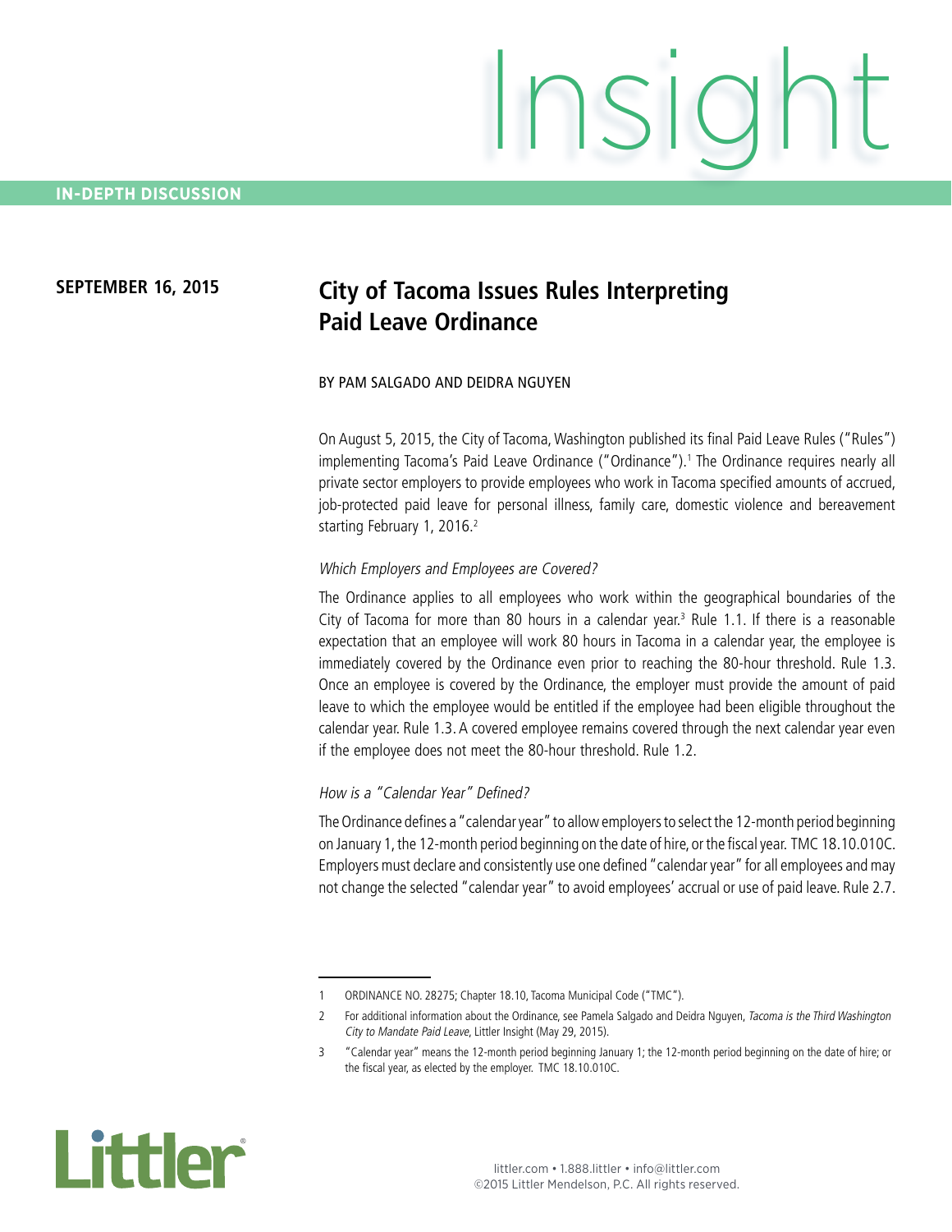Insight

IN-DEPTH DISCUSSION

**SEPTEMBER 16, 2015**

# City of Tacoma Issues Rules Interpreting Paid Leave Ordinance

BY PAM SALGADO AND DEIDRA NGUYEN

On August 5, 2015, the City of Tacoma, Washington published its final Paid Leave Rules ("Rules") implementing Tacoma's Paid Leave Ordinance ("Ordinance").[1] The Ordinance requires nearly all private sector employers to provide employees who work in Tacoma specified amounts of accrued, job-protected paid leave for personal illness, family care, domestic violence and bereavement starting February 1, 2016.[2]

### *Which Employers and Employees are Covered?*

The Ordinance applies to all employees who work within the geographical boundaries of the City of Tacoma for more than 80 hours in a calendar year.[3] Rule 1.1. If there is a reasonable expectation that an employee will work 80 hours in Tacoma in a calendar year, the employee is immediately covered by the Ordinance even prior to reaching the 80-hour threshold. Rule 1.3. Once an employee is covered by the Ordinance, the employer must provide the amount of paid leave to which the employee would be entitled if the employee had been eligible throughout the calendar year. Rule 1.3. A covered employee remains covered through the next calendar year even if the employee does not meet the 80-hour threshold. Rule 1.2.

### *How is a "Calendar Year" Defined?*

The Ordinance defines a "calendar year" to allow employers to select the 12-month period beginning on January 1, the 12-month period beginning on the date of hire, or the fiscal year. TMC 18.10.010C. Employers must declare and consistently use one defined "calendar year" for all employees and may not change the selected "calendar year" to avoid employees' accrual or use of paid leave. Rule 2.7.

---

1 ORDINANCE NO. 28275; Chapter 18.10, Tacoma Municipal Code ("TMC").

2 For additional information about the Ordinance, see Pamela Salgado and Deidra Nguyen, *Tacoma is the Third Washington City to Mandate Paid Leave*, Littler Insight (May 29, 2015).

3 "Calendar year" means the 12-month period beginning January 1; the 12-month period beginning on the date of hire; or the fiscal year, as elected by the employer. TMC 18.10.010C.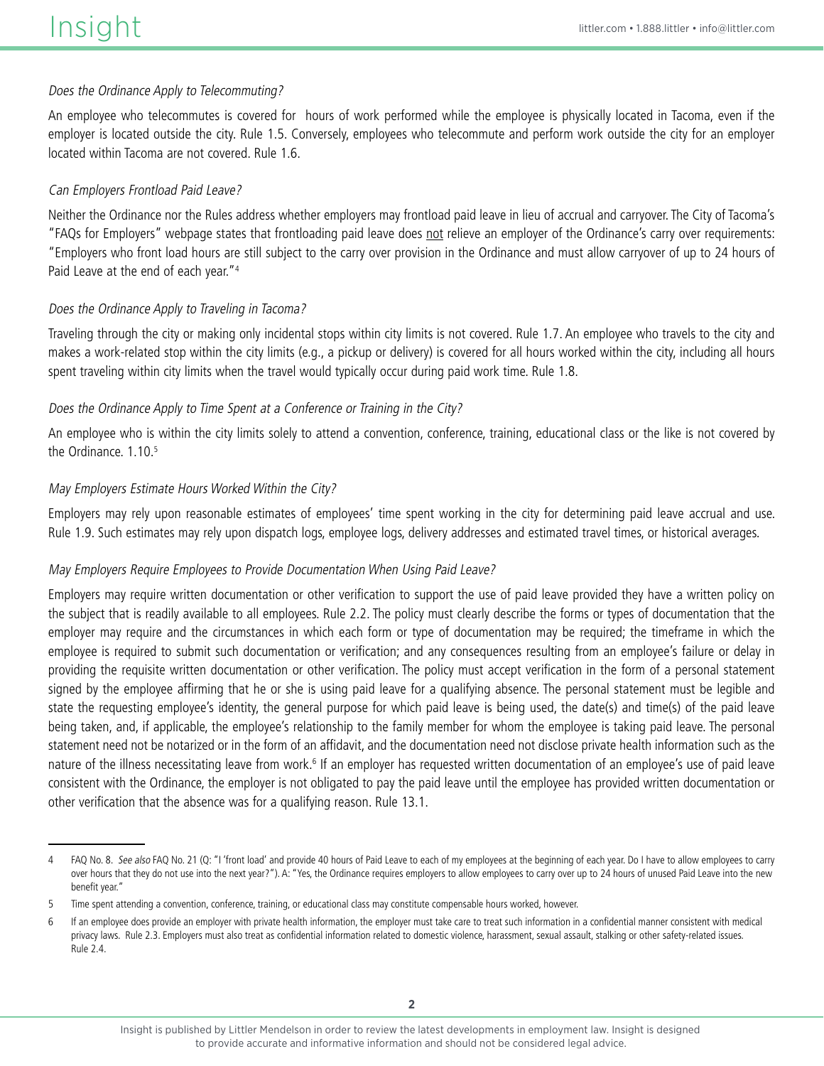*Does the Ordinance Apply to Telecommuting?*

An employee who telecommutes is covered for  hours of work performed while the employee is physically located in Tacoma, even if the employer is located outside the city. Rule 1.5. Conversely, employees who telecommute and perform work outside the city for an employer located within Tacoma are not covered. Rule 1.6.

*Can Employers Frontload Paid Leave?*

Neither the Ordinance nor the Rules address whether employers may frontload paid leave in lieu of accrual and carryover. The City of Tacoma's "FAQs for Employers" webpage states that frontloading paid leave does <u>not</u> relieve an employer of the Ordinance's carry over requirements: "Employers who front load hours are still subject to the carry over provision in the Ordinance and must allow carryover of up to 24 hours of Paid Leave at the end of each year."[4]

*Does the Ordinance Apply to Traveling in Tacoma?*

Traveling through the city or making only incidental stops within city limits is not covered. Rule 1.7. An employee who travels to the city and makes a work-related stop within the city limits (e.g., a pickup or delivery) is covered for all hours worked within the city, including all hours spent traveling within city limits when the travel would typically occur during paid work time. Rule 1.8.

*Does the Ordinance Apply to Time Spent at a Conference or Training in the City?*

An employee who is within the city limits solely to attend a convention, conference, training, educational class or the like is not covered by the Ordinance. 1.10.[5]

*May Employers Estimate Hours Worked Within the City?*

Employers may rely upon reasonable estimates of employees' time spent working in the city for determining paid leave accrual and use. Rule 1.9. Such estimates may rely upon dispatch logs, employee logs, delivery addresses and estimated travel times, or historical averages.

*May Employers Require Employees to Provide Documentation When Using Paid Leave?*

Employers may require written documentation or other verification to support the use of paid leave provided they have a written policy on the subject that is readily available to all employees. Rule 2.2. The policy must clearly describe the forms or types of documentation that the employer may require and the circumstances in which each form or type of documentation may be required; the timeframe in which the employee is required to submit such documentation or verification; and any consequences resulting from an employee's failure or delay in providing the requisite written documentation or other verification. The policy must accept verification in the form of a personal statement signed by the employee affirming that he or she is using paid leave for a qualifying absence. The personal statement must be legible and state the requesting employee's identity, the general purpose for which paid leave is being used, the date(s) and time(s) of the paid leave being taken, and, if applicable, the employee's relationship to the family member for whom the employee is taking paid leave. The personal statement need not be notarized or in the form of an affidavit, and the documentation need not disclose private health information such as the nature of the illness necessitating leave from work.[6] If an employer has requested written documentation of an employee's use of paid leave consistent with the Ordinance, the employer is not obligated to pay the paid leave until the employee has provided written documentation or other verification that the absence was for a qualifying reason. Rule 13.1.

---

4 FAQ No. 8. *See also* FAQ No. 21 (Q: "I 'front load' and provide 40 hours of Paid Leave to each of my employees at the beginning of each year. Do I have to allow employees to carry over hours that they do not use into the next year?"). A: "Yes, the Ordinance requires employers to allow employees to carry over up to 24 hours of unused Paid Leave into the new benefit year."

5 Time spent attending a convention, conference, training, or educational class may constitute compensable hours worked, however.

6 If an employee does provide an employer with private health information, the employer must take care to treat such information in a confidential manner consistent with medical privacy laws. Rule 2.3. Employers must also treat as confidential information related to domestic violence, harassment, sexual assault, stalking or other safety-related issues. Rule 2.4.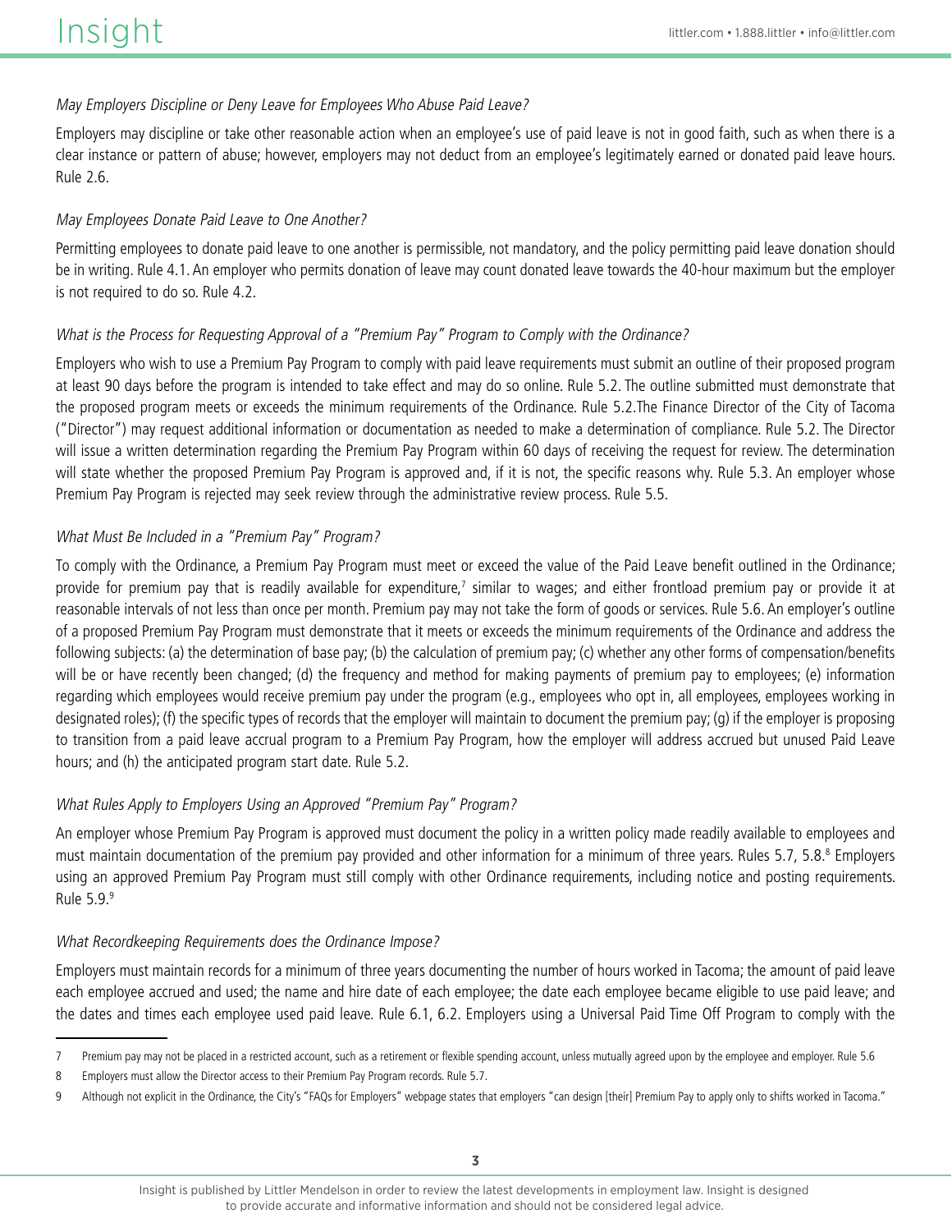*May Employers Discipline or Deny Leave for Employees Who Abuse Paid Leave?*

Employers may discipline or take other reasonable action when an employee's use of paid leave is not in good faith, such as when there is a clear instance or pattern of abuse; however, employers may not deduct from an employee's legitimately earned or donated paid leave hours. Rule 2.6.

*May Employees Donate Paid Leave to One Another?*

Permitting employees to donate paid leave to one another is permissible, not mandatory, and the policy permitting paid leave donation should be in writing. Rule 4.1. An employer who permits donation of leave may count donated leave towards the 40-hour maximum but the employer is not required to do so. Rule 4.2.

*What is the Process for Requesting Approval of a "Premium Pay" Program to Comply with the Ordinance?*

Employers who wish to use a Premium Pay Program to comply with paid leave requirements must submit an outline of their proposed program at least 90 days before the program is intended to take effect and may do so online. Rule 5.2. The outline submitted must demonstrate that the proposed program meets or exceeds the minimum requirements of the Ordinance. Rule 5.2.The Finance Director of the City of Tacoma ("Director") may request additional information or documentation as needed to make a determination of compliance. Rule 5.2. The Director will issue a written determination regarding the Premium Pay Program within 60 days of receiving the request for review. The determination will state whether the proposed Premium Pay Program is approved and, if it is not, the specific reasons why. Rule 5.3. An employer whose Premium Pay Program is rejected may seek review through the administrative review process. Rule 5.5.

*What Must Be Included in a "Premium Pay" Program?*

To comply with the Ordinance, a Premium Pay Program must meet or exceed the value of the Paid Leave benefit outlined in the Ordinance; provide for premium pay that is readily available for expenditure,[7] similar to wages; and either frontload premium pay or provide it at reasonable intervals of not less than once per month. Premium pay may not take the form of goods or services. Rule 5.6. An employer's outline of a proposed Premium Pay Program must demonstrate that it meets or exceeds the minimum requirements of the Ordinance and address the following subjects: (a) the determination of base pay; (b) the calculation of premium pay; (c) whether any other forms of compensation/benefits will be or have recently been changed; (d) the frequency and method for making payments of premium pay to employees; (e) information regarding which employees would receive premium pay under the program (e.g., employees who opt in, all employees, employees working in designated roles); (f) the specific types of records that the employer will maintain to document the premium pay; (g) if the employer is proposing to transition from a paid leave accrual program to a Premium Pay Program, how the employer will address accrued but unused Paid Leave hours; and (h) the anticipated program start date. Rule 5.2.

*What Rules Apply to Employers Using an Approved "Premium Pay" Program?*

An employer whose Premium Pay Program is approved must document the policy in a written policy made readily available to employees and must maintain documentation of the premium pay provided and other information for a minimum of three years. Rules 5.7, 5.8.[8] Employers using an approved Premium Pay Program must still comply with other Ordinance requirements, including notice and posting requirements. Rule 5.9.[9]

*What Recordkeeping Requirements does the Ordinance Impose?*

Employers must maintain records for a minimum of three years documenting the number of hours worked in Tacoma; the amount of paid leave each employee accrued and used; the name and hire date of each employee; the date each employee became eligible to use paid leave; and the dates and times each employee used paid leave. Rule 6.1, 6.2. Employers using a Universal Paid Time Off Program to comply with the

---

7 Premium pay may not be placed in a restricted account, such as a retirement or flexible spending account, unless mutually agreed upon by the employee and employer. Rule 5.6

8 Employers must allow the Director access to their Premium Pay Program records. Rule 5.7.

9 Although not explicit in the Ordinance, the City's "FAQs for Employers" webpage states that employers "can design [their] Premium Pay to apply only to shifts worked in Tacoma."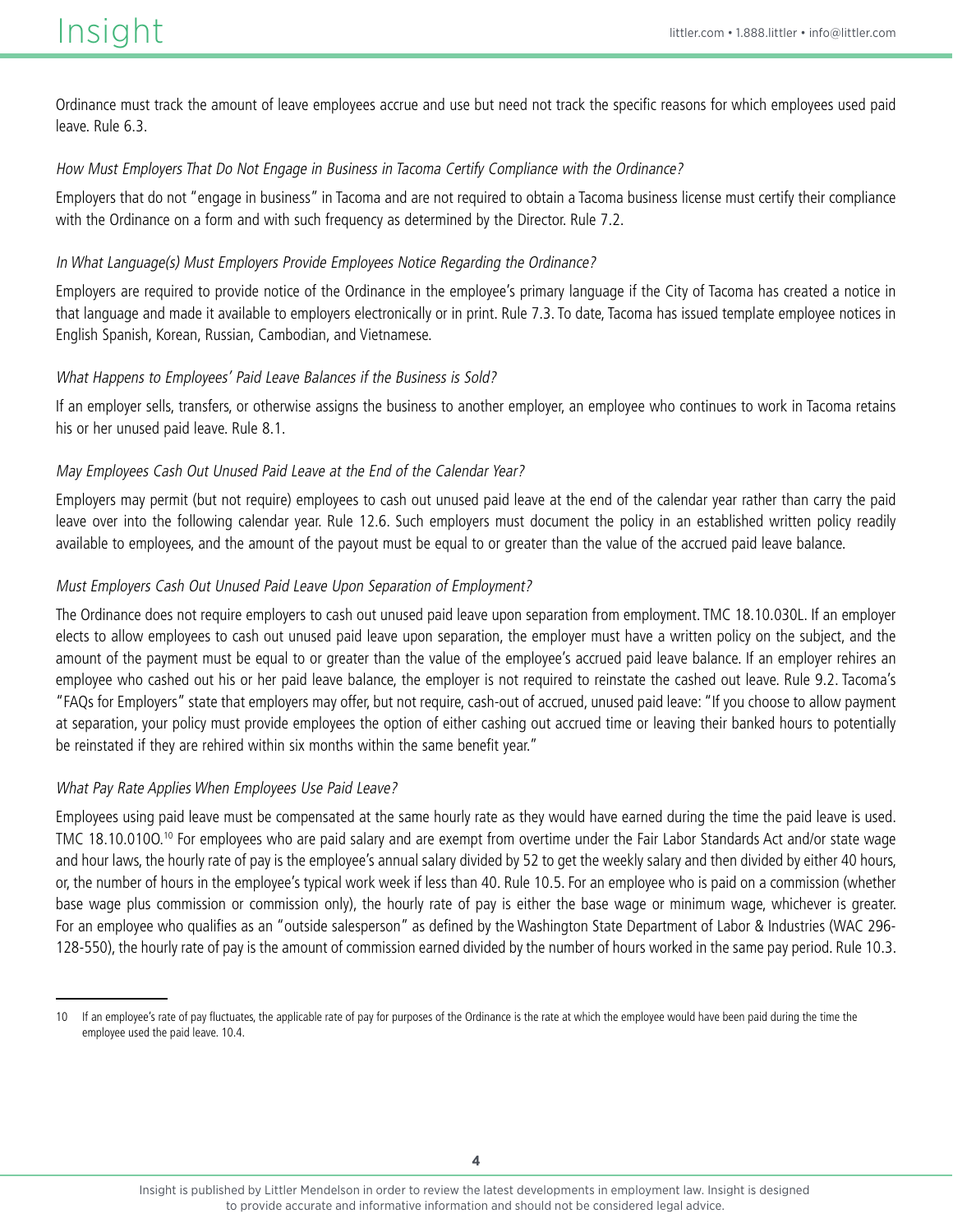Ordinance must track the amount of leave employees accrue and use but need not track the specific reasons for which employees used paid leave. Rule 6.3.

*How Must Employers That Do Not Engage in Business in Tacoma Certify Compliance with the Ordinance?*

Employers that do not "engage in business" in Tacoma and are not required to obtain a Tacoma business license must certify their compliance with the Ordinance on a form and with such frequency as determined by the Director. Rule 7.2.

*In What Language(s) Must Employers Provide Employees Notice Regarding the Ordinance?*

Employers are required to provide notice of the Ordinance in the employee's primary language if the City of Tacoma has created a notice in that language and made it available to employers electronically or in print. Rule 7.3. To date, Tacoma has issued template employee notices in English Spanish, Korean, Russian, Cambodian, and Vietnamese.

*What Happens to Employees' Paid Leave Balances if the Business is Sold?*

If an employer sells, transfers, or otherwise assigns the business to another employer, an employee who continues to work in Tacoma retains his or her unused paid leave. Rule 8.1.

*May Employees Cash Out Unused Paid Leave at the End of the Calendar Year?*

Employers may permit (but not require) employees to cash out unused paid leave at the end of the calendar year rather than carry the paid leave over into the following calendar year. Rule 12.6. Such employers must document the policy in an established written policy readily available to employees, and the amount of the payout must be equal to or greater than the value of the accrued paid leave balance.

*Must Employers Cash Out Unused Paid Leave Upon Separation of Employment?*

The Ordinance does not require employers to cash out unused paid leave upon separation from employment. TMC 18.10.030L. If an employer elects to allow employees to cash out unused paid leave upon separation, the employer must have a written policy on the subject, and the amount of the payment must be equal to or greater than the value of the employee's accrued paid leave balance. If an employer rehires an employee who cashed out his or her paid leave balance, the employer is not required to reinstate the cashed out leave. Rule 9.2. Tacoma's "FAQs for Employers" state that employers may offer, but not require, cash-out of accrued, unused paid leave: "If you choose to allow payment at separation, your policy must provide employees the option of either cashing out accrued time or leaving their banked hours to potentially be reinstated if they are rehired within six months within the same benefit year."

*What Pay Rate Applies When Employees Use Paid Leave?*

Employees using paid leave must be compensated at the same hourly rate as they would have earned during the time the paid leave is used. TMC 18.10.010O.[10] For employees who are paid salary and are exempt from overtime under the Fair Labor Standards Act and/or state wage and hour laws, the hourly rate of pay is the employee's annual salary divided by 52 to get the weekly salary and then divided by either 40 hours, or, the number of hours in the employee's typical work week if less than 40. Rule 10.5. For an employee who is paid on a commission (whether base wage plus commission or commission only), the hourly rate of pay is either the base wage or minimum wage, whichever is greater. For an employee who qualifies as an "outside salesperson" as defined by the Washington State Department of Labor & Industries (WAC 296-128-550), the hourly rate of pay is the amount of commission earned divided by the number of hours worked in the same pay period. Rule 10.3.

---

10 If an employee's rate of pay fluctuates, the applicable rate of pay for purposes of the Ordinance is the rate at which the employee would have been paid during the time the employee used the paid leave. 10.4.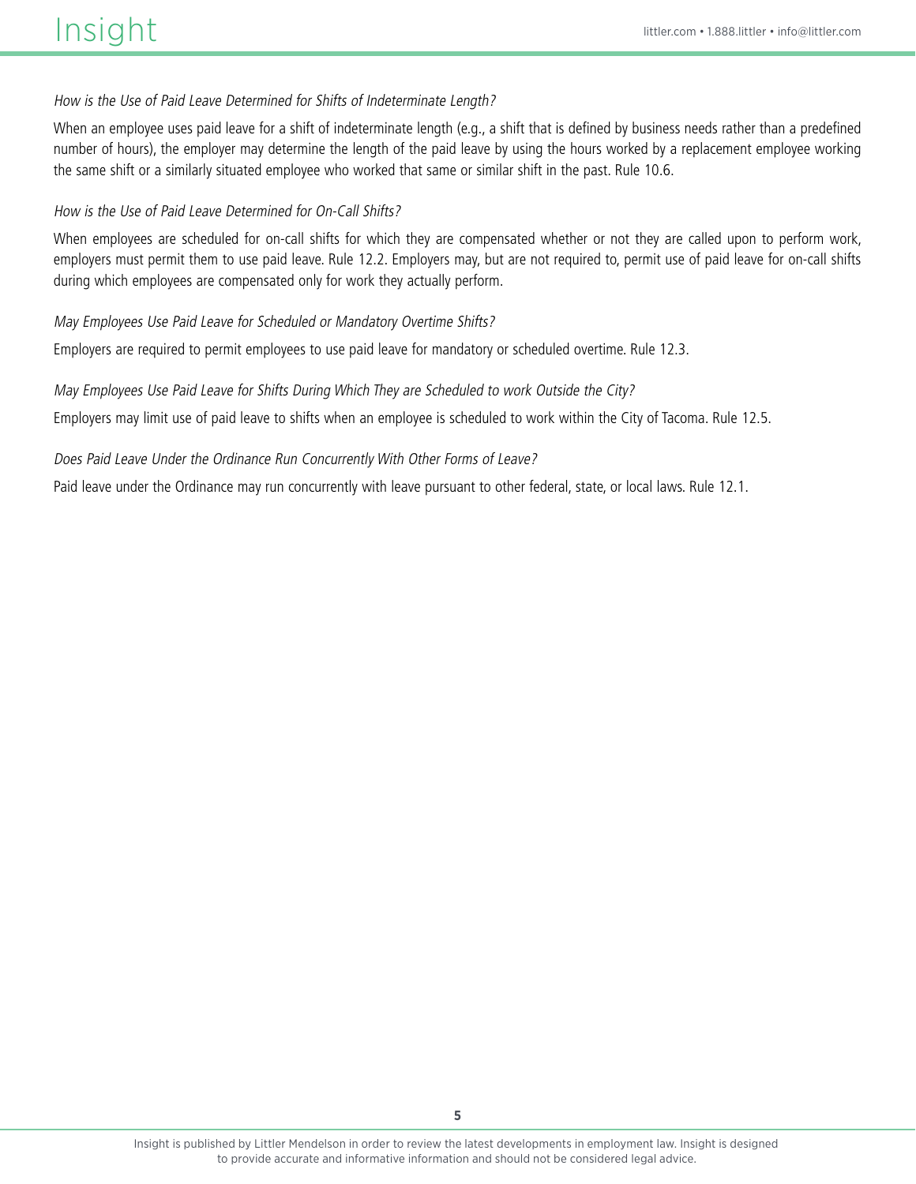*How is the Use of Paid Leave Determined for Shifts of Indeterminate Length?*

When an employee uses paid leave for a shift of indeterminate length (e.g., a shift that is defined by business needs rather than a predefined number of hours), the employer may determine the length of the paid leave by using the hours worked by a replacement employee working the same shift or a similarly situated employee who worked that same or similar shift in the past. Rule 10.6.

*How is the Use of Paid Leave Determined for On-Call Shifts?*

When employees are scheduled for on-call shifts for which they are compensated whether or not they are called upon to perform work, employers must permit them to use paid leave. Rule 12.2. Employers may, but are not required to, permit use of paid leave for on-call shifts during which employees are compensated only for work they actually perform.

*May Employees Use Paid Leave for Scheduled or Mandatory Overtime Shifts?*

Employers are required to permit employees to use paid leave for mandatory or scheduled overtime. Rule 12.3.

*May Employees Use Paid Leave for Shifts During Which They are Scheduled to work Outside the City?*

Employers may limit use of paid leave to shifts when an employee is scheduled to work within the City of Tacoma. Rule 12.5.

*Does Paid Leave Under the Ordinance Run Concurrently With Other Forms of Leave?*

Paid leave under the Ordinance may run concurrently with leave pursuant to other federal, state, or local laws. Rule 12.1.